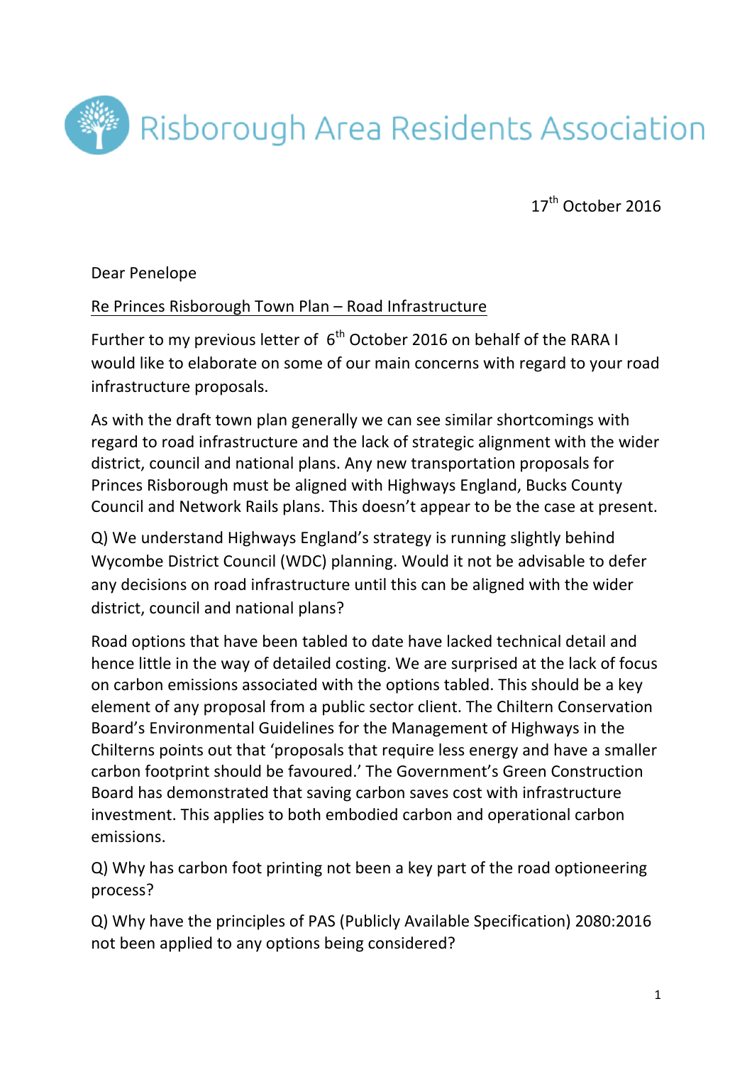# Risborough Area Residents Association

17th October 2016

Dear Penelope

Re Princes Risborough Town Plan – Road Infrastructure

Further to my previous letter of 6th October 2016 on behalf of the RARA I would like to elaborate on some of our main concerns with regard to your road infrastructure proposals.

As with the draft town plan generally we can see similar shortcomings with regard to road infrastructure and the lack of strategic alignment with the wider district, council and national plans. Any new transportation proposals for Princes Risborough must be aligned with Highways England, Bucks County Council and Network Rails plans. This doesn't appear to be the case at present.

Q) We understand Highways England's strategy is running slightly behind Wycombe District Council (WDC) planning. Would it not be advisable to defer any decisions on road infrastructure until this can be aligned with the wider district, council and national plans?

Road options that have been tabled to date have lacked technical detail and hence little in the way of detailed costing. We are surprised at the lack of focus on carbon emissions associated with the options tabled. This should be a key element of any proposal from a public sector client. The Chiltern Conservation Board's Environmental Guidelines for the Management of Highways in the Chilterns points out that 'proposals that require less energy and have a smaller carbon footprint should be favoured.' The Government's Green Construction Board has demonstrated that saving carbon saves cost with infrastructure investment. This applies to both embodied carbon and operational carbon emissions.

Q) Why has carbon foot printing not been a key part of the road optioneering process?

Q) Why have the principles of PAS (Publicly Available Specification) 2080:2016 not been applied to any options being considered?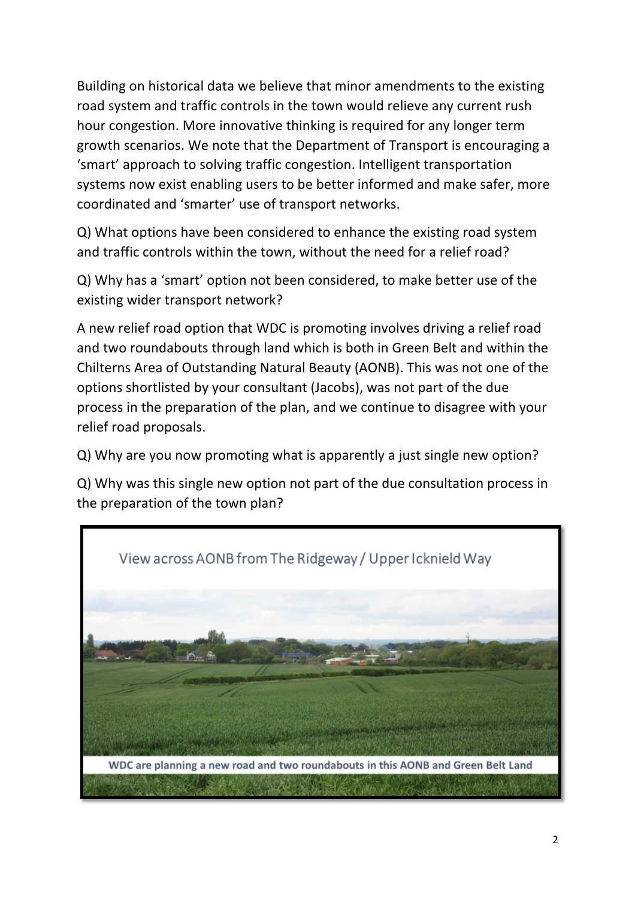Building on historical data we believe that minor amendments to the existing road system and traffic controls in the town would relieve any current rush hour congestion. More innovative thinking is required for any longer term growth scenarios. We note that the Department of Transport is encouraging a 'smart' approach to solving traffic congestion. Intelligent transportation systems now exist enabling users to be better informed and make safer, more coordinated and 'smarter' use of transport networks.

Q) What options have been considered to enhance the existing road system and traffic controls within the town, without the need for a relief road?

Q) Why has a 'smart' option not been considered, to make better use of the existing wider transport network?

A new relief road option that WDC is promoting involves driving a relief road and two roundabouts through land which is both in Green Belt and within the Chilterns Area of Outstanding Natural Beauty (AONB). This was not one of the options shortlisted by your consultant (Jacobs), was not part of the due process in the preparation of the plan, and we continue to disagree with your relief road proposals.

Q) Why are you now promoting what is apparently a just single new option?

Q) Why was this single new option not part of the due consultation process in the preparation of the town plan?

View across AONB from The Ridgeway / Upper Icknield Way

WDC are planning a new road and two roundabouts in this AONB and Green Belt Land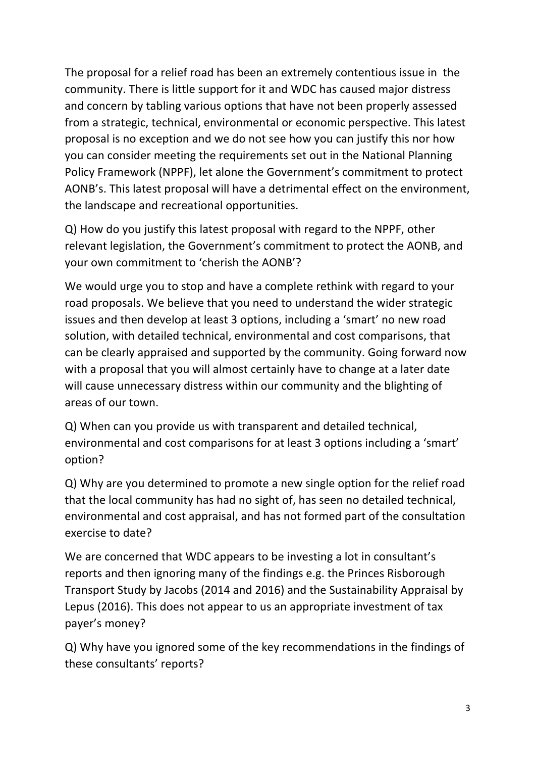The proposal for a relief road has been an extremely contentious issue in the community. There is little support for it and WDC has caused major distress and concern by tabling various options that have not been properly assessed from a strategic, technical, environmental or economic perspective. This latest proposal is no exception and we do not see how you can justify this nor how you can consider meeting the requirements set out in the National Planning Policy Framework (NPPF), let alone the Government's commitment to protect AONB's. This latest proposal will have a detrimental effect on the environment, the landscape and recreational opportunities.

Q) How do you justify this latest proposal with regard to the NPPF, other relevant legislation, the Government's commitment to protect the AONB, and your own commitment to 'cherish the AONB'?

We would urge you to stop and have a complete rethink with regard to your road proposals. We believe that you need to understand the wider strategic issues and then develop at least 3 options, including a 'smart' no new road solution, with detailed technical, environmental and cost comparisons, that can be clearly appraised and supported by the community. Going forward now with a proposal that you will almost certainly have to change at a later date will cause unnecessary distress within our community and the blighting of areas of our town.

Q) When can you provide us with transparent and detailed technical, environmental and cost comparisons for at least 3 options including a 'smart' option?

Q) Why are you determined to promote a new single option for the relief road that the local community has had no sight of, has seen no detailed technical, environmental and cost appraisal, and has not formed part of the consultation exercise to date?

We are concerned that WDC appears to be investing a lot in consultant's reports and then ignoring many of the findings e.g. the Princes Risborough Transport Study by Jacobs (2014 and 2016) and the Sustainability Appraisal by Lepus (2016). This does not appear to us an appropriate investment of tax payer's money?

Q) Why have you ignored some of the key recommendations in the findings of these consultants' reports?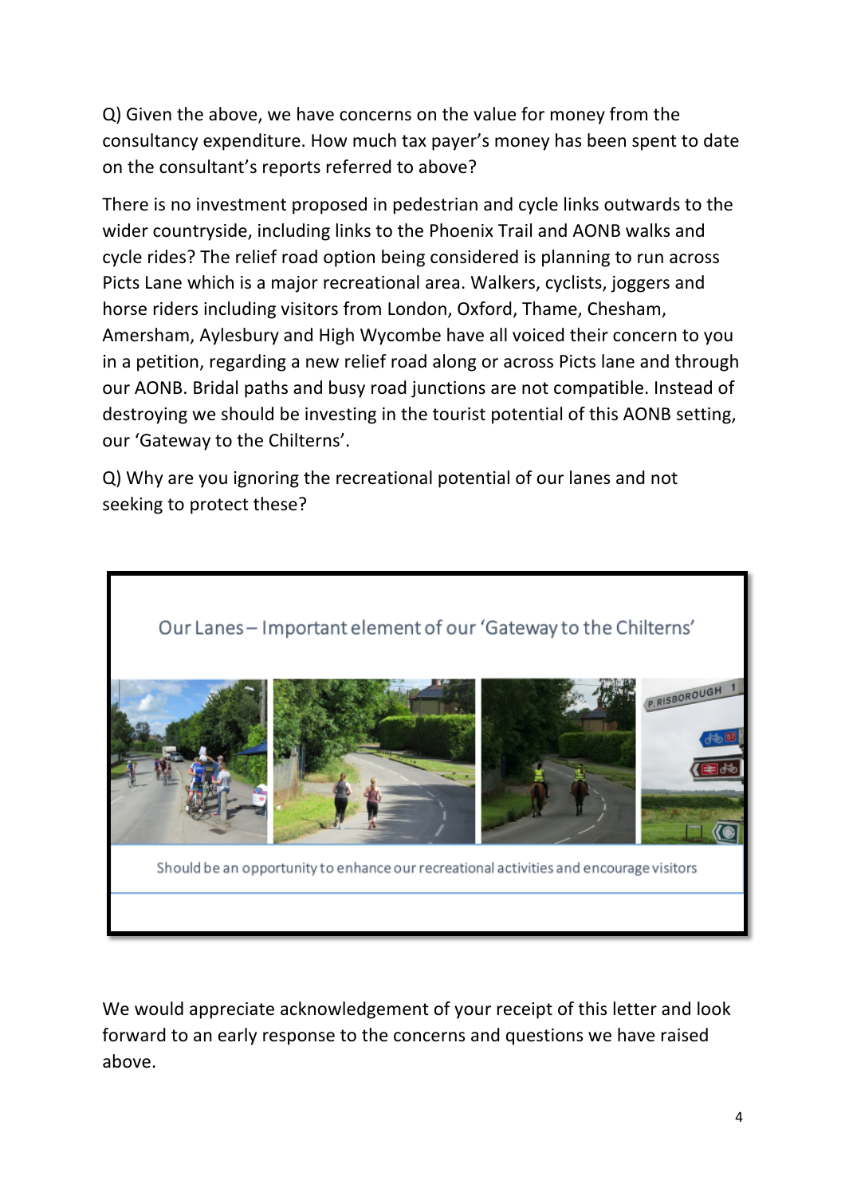Q) Given the above, we have concerns on the value for money from the consultancy expenditure. How much tax payer's money has been spent to date on the consultant's reports referred to above?

There is no investment proposed in pedestrian and cycle links outwards to the wider countryside, including links to the Phoenix Trail and AONB walks and cycle rides? The relief road option being considered is planning to run across Picts Lane which is a major recreational area. Walkers, cyclists, joggers and horse riders including visitors from London, Oxford, Thame, Chesham, Amersham, Aylesbury and High Wycombe have all voiced their concern to you in a petition, regarding a new relief road along or across Picts lane and through our AONB. Bridal paths and busy road junctions are not compatible. Instead of destroying we should be investing in the tourist potential of this AONB setting, our 'Gateway to the Chilterns'.

Q) Why are you ignoring the recreational potential of our lanes and not seeking to protect these?

Our Lanes – Important element of our 'Gateway to the Chilterns'

Should be an opportunity to enhance our recreational activities and encourage visitors

We would appreciate acknowledgement of your receipt of this letter and look forward to an early response to the concerns and questions we have raised above.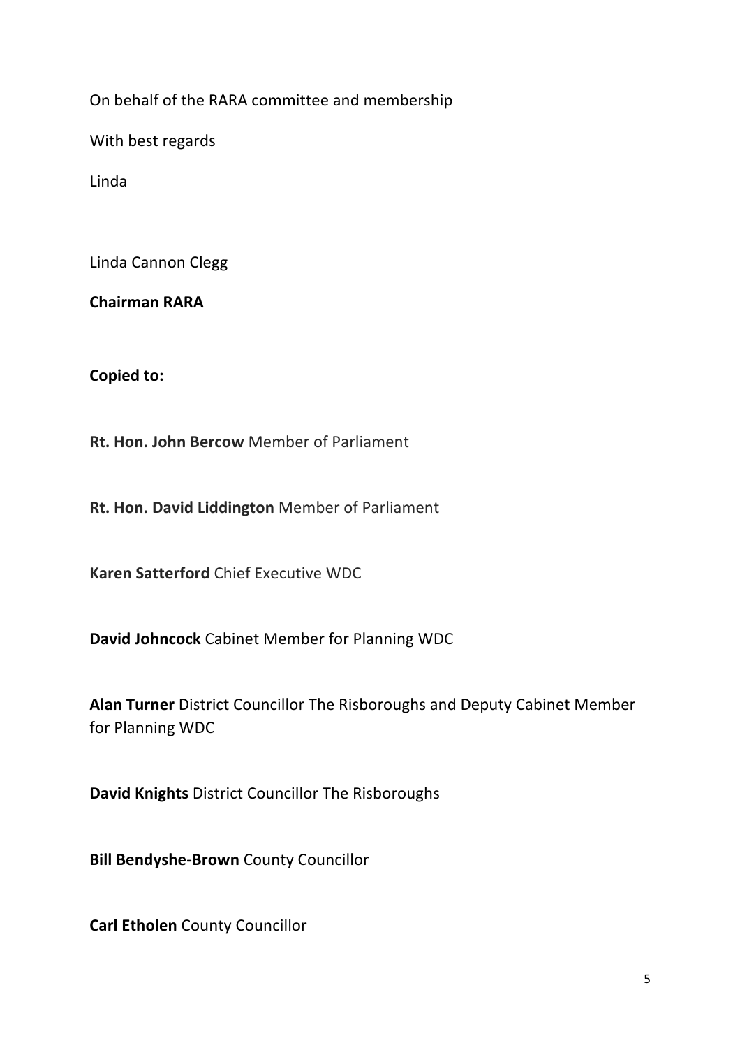On behalf of the RARA committee and membership

With best regards

Linda

Linda Cannon Clegg

**Chairman RARA**

**Copied to:**

**Rt. Hon. John Bercow** Member of Parliament

**Rt. Hon. David Liddington** Member of Parliament

**Karen Satterford** Chief Executive WDC

**David Johncock** Cabinet Member for Planning WDC

**Alan Turner** District Councillor The Risboroughs and Deputy Cabinet Member for Planning WDC

**David Knights** District Councillor The Risboroughs

**Bill Bendyshe-Brown** County Councillor

**Carl Etholen** County Councillor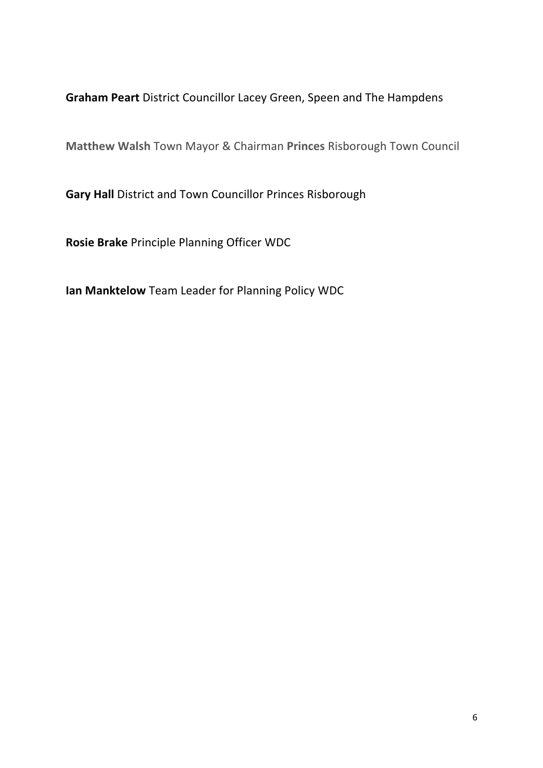**Graham Peart** District Councillor Lacey Green, Speen and The Hampdens

**Matthew Walsh** Town Mayor & Chairman **Princes** Risborough Town Council

**Gary Hall** District and Town Councillor Princes Risborough

**Rosie Brake** Principle Planning Officer WDC

**Ian Manktelow** Team Leader for Planning Policy WDC